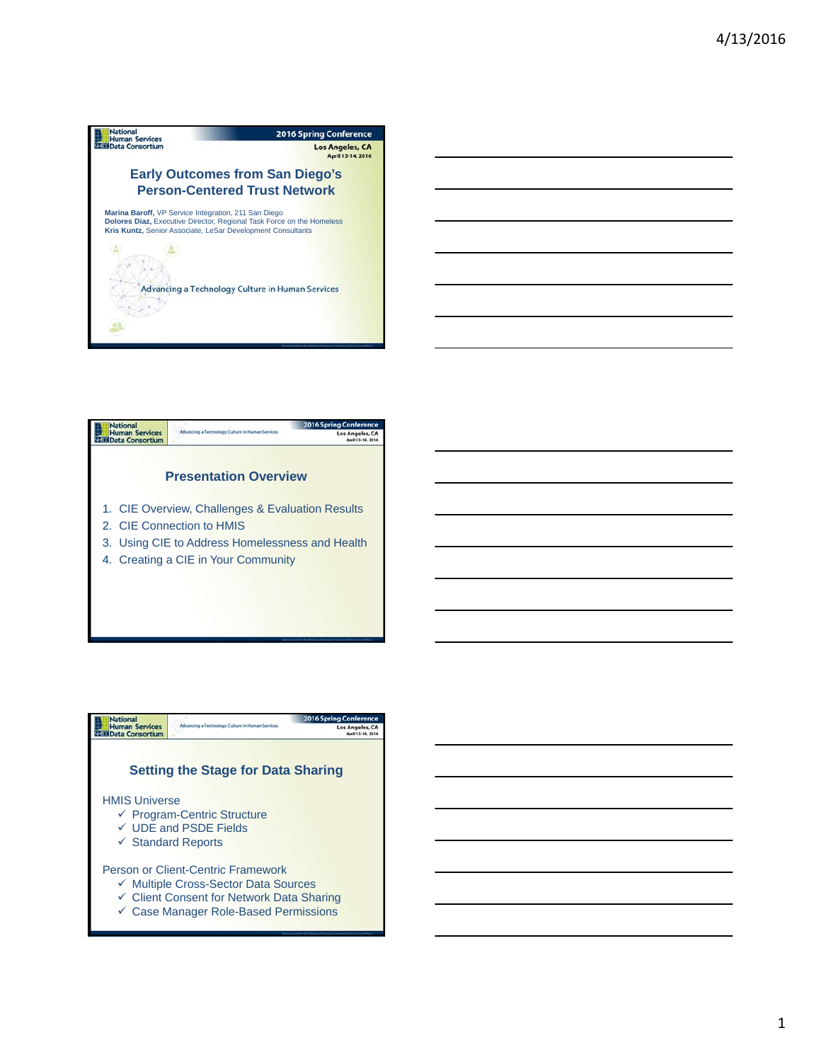# Early Outcomes from San Diego's Person-Centered Trust Network

**Marina Baroff,** VP Service Integration, 211 San Diego
**Dolores Diaz,** Executive Director, Regional Task Force on the Homeless
**Kris Kuntz,** Senior Associate, LeSar Development Consultants

Advancing a Technology Culture in Human Services

## Presentation Overview

1. CIE Overview, Challenges & Evaluation Results
2. CIE Connection to HMIS
3. Using CIE to Address Homelessness and Health
4. Creating a CIE in Your Community

## Setting the Stage for Data Sharing

HMIS Universe

- ✓ Program-Centric Structure
- ✓ UDE and PSDE Fields
- ✓ Standard Reports

Person or Client-Centric Framework

- ✓ Multiple Cross-Sector Data Sources
- ✓ Client Consent for Network Data Sharing
- ✓ Case Manager Role-Based Permissions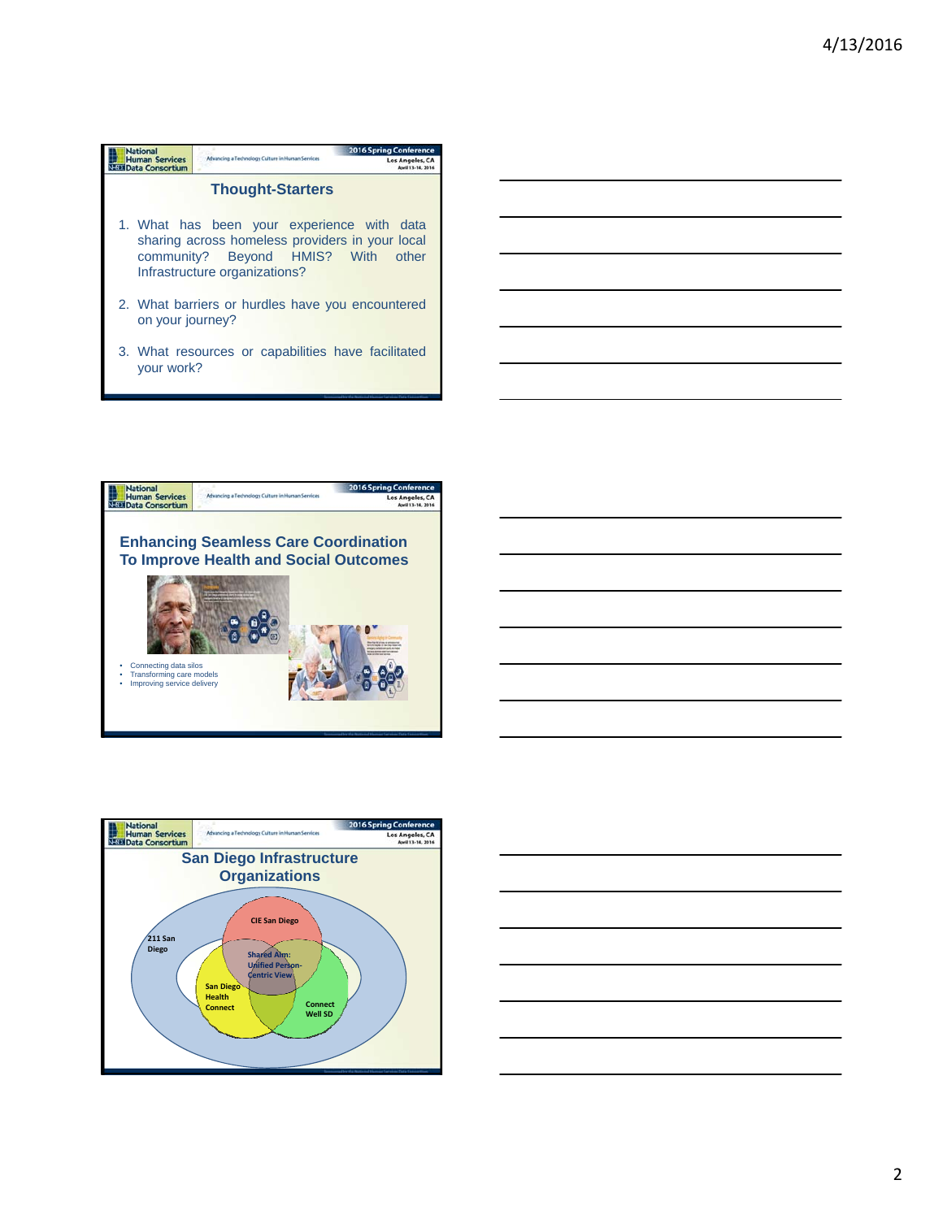## Thought-Starters

1. What has been your experience with data sharing across homeless providers in your local community? Beyond HMIS? With other Infrastructure organizations?
2. What barriers or hurdles have you encountered on your journey?
3. What resources or capabilities have facilitated your work?

## Enhancing Seamless Care Coordination To Improve Health and Social Outcomes

- Connecting data silos
- Transforming care models
- Improving service delivery

## San Diego Infrastructure Organizations

211 San Diego

CIE San Diego

Shared Aim: Unified Person-Centric View

San Diego Health Connect

Connect Well SD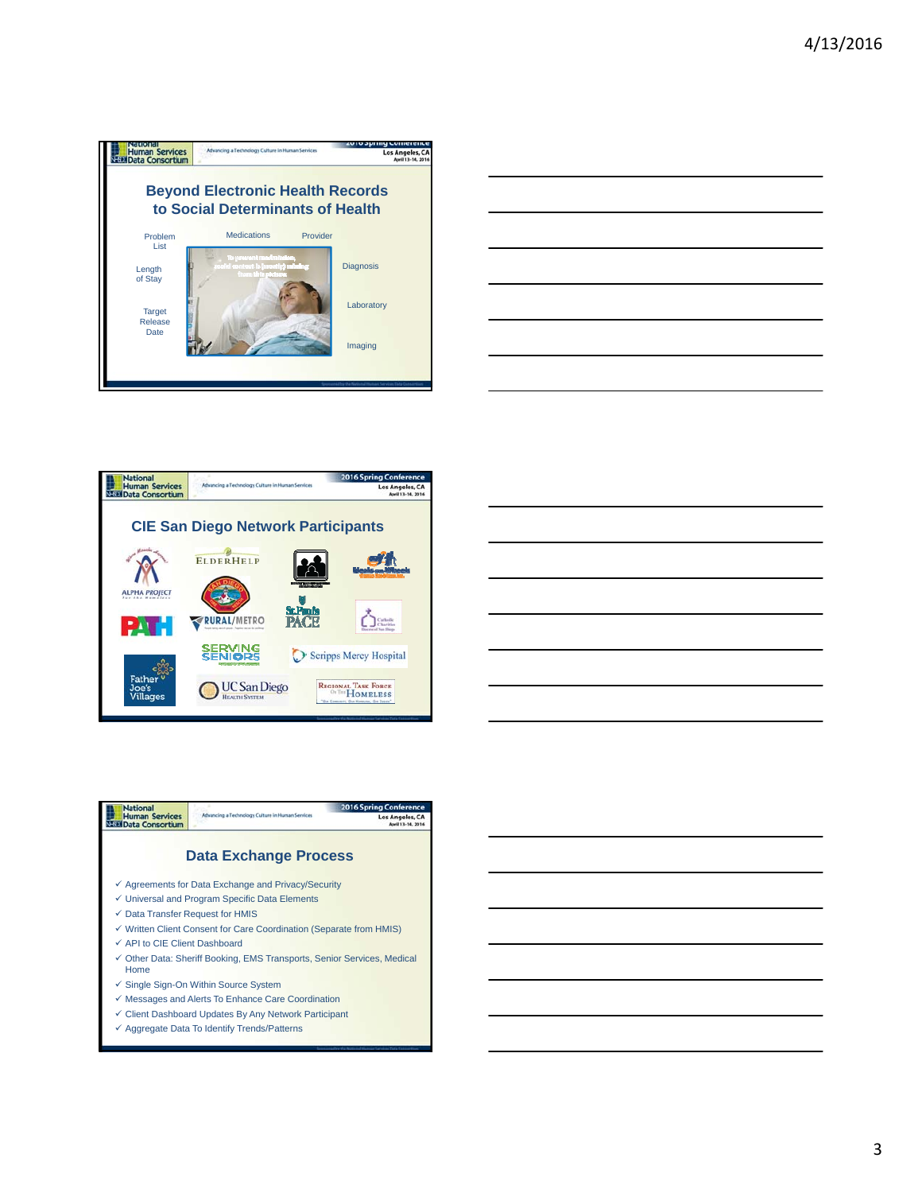## Beyond Electronic Health Records to Social Determinants of Health

Problem List

Medications

Provider

Length of Stay

Diagnosis

Laboratory

Target Release Date

Imaging

## CIE San Diego Network Participants

Alpha Project, ElderHelp, Meals-on-Wheels, San Diego, PATH, Rural/Metro, St. Paul's PACE, Catholic Charities, Serving Seniors, Scripps Mercy Hospital, Father Joe's Villages, UC San Diego Health System, Regional Task Force on the Homeless

## Data Exchange Process

- ✓ Agreements for Data Exchange and Privacy/Security
- ✓ Universal and Program Specific Data Elements
- ✓ Data Transfer Request for HMIS
- ✓ Written Client Consent for Care Coordination (Separate from HMIS)
- ✓ API to CIE Client Dashboard
- ✓ Other Data: Sheriff Booking, EMS Transports, Senior Services, Medical Home
- ✓ Single Sign-On Within Source System
- ✓ Messages and Alerts To Enhance Care Coordination
- ✓ Client Dashboard Updates By Any Network Participant
- ✓ Aggregate Data To Identify Trends/Patterns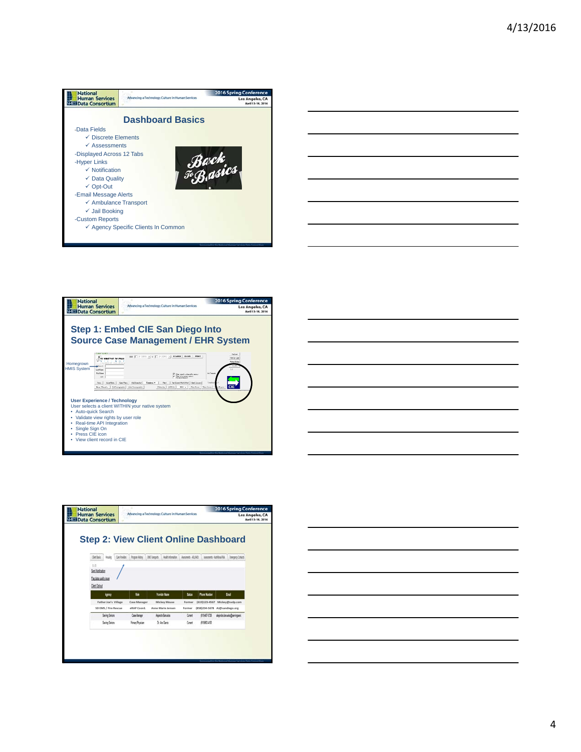## Dashboard Basics

- Data Fields
  - ✓ Discrete Elements
  - ✓ Assessments
- Displayed Across 12 Tabs
- Hyper Links
  - ✓ Notification
  - ✓ Data Quality
  - ✓ Opt-Out
- Email Message Alerts
  - ✓ Ambulance Transport
  - ✓ Jail Booking
- Custom Reports
  - ✓ Agency Specific Clients In Common

## Step 1: Embed CIE San Diego Into Source Case Management / EHR System

Homegrown HMIS System

**User Experience / Technology**

User selects a client WITHIN your native system

- Auto-quick Search
- Validate view rights by user role
- Real-time API Integration
- Single Sign On
- Press CIE icon
- View client record in CIE

## Step 2: View Client Online Dashboard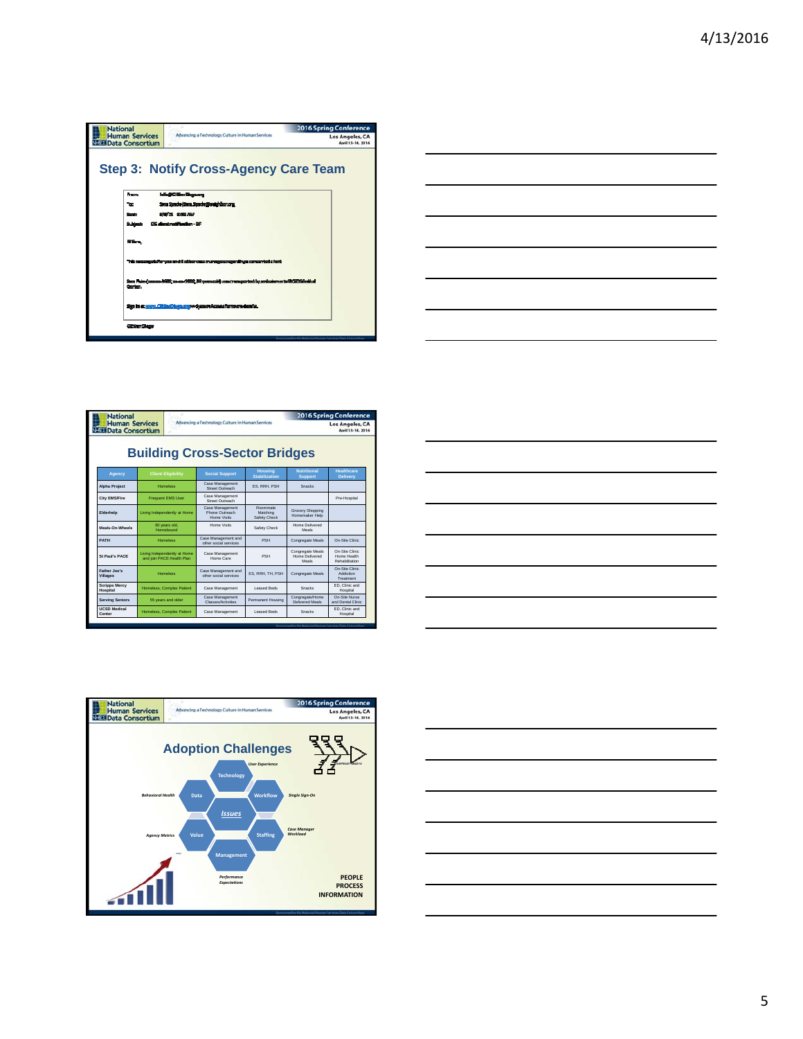## Step 3: Notify Cross-Agency Care Team

From: info@CIEsanDiego.org
To: Sam Sparks (Sam.Sparks@...)
Sent:
Subject: CIE client notification - DF

Hi Sam,

This message is for you and all other members on an agency regarding a consented client.

Sam Plains (...) was transported by ambulance to UCSD Medical Center.

Sign in at www.CIEsanDiego.org for more details.

CIE San Diego

## Building Cross-Sector Bridges

| Agency | Client Eligibility | Social Support | Housing Stabilization | Nutritional Support | Healthcare Delivery |
|---|---|---|---|---|---|
| Alpha Project | Homeless | Case Management Street Outreach | ES, RRH, PSH | Snacks | |
| City EMS/Fire | Frequent EMS User | Case Management Street Outreach | | | Pre-Hospital |
| Elderhelp | Living Independently at Home | Case Management Phone Outreach Home Visits | Roommate Matching Safety Check | Grocery Shopping Homemaker Help | |
| Meals-On-Wheels | 60 years old, Homebound | Home Visits | Safety Check | Home Delivered Meals | |
| PATH | Homeless | Case Management and other social services | PSH | Congregate Meals | On-Site Clinic |
| St Paul's PACE | Living Independently at Home and join PACE Health Plan | Case Management Home Care | PSH | Congregate Meals Home Delivered Meals | On-Site Clinic Home Health Rehabilitation |
| Father Joe's Villages | Homeless | Case Management and other social services | ES, RRH, TH, PSH | Congregate Meals | On-Site Clinic Addiction Treatment |
| Scripps Mercy Hospital | Homeless, Complex Patient | Case Management | Leased Beds | Snacks | ED, Clinic and Hospital |
| Serving Seniors | 55 years and older | Case Management Classes/Activities | Permanent Housing | Congregate/Home Delivered Meals | On-Site Nurse and Dental Clinic |
| UCSD Medical Center | Homeless, Complex Patient | Case Management | Leased Beds | Snacks | ED, Clinic and Hospital |

## Adoption Challenges

- Technology — *User Experience*
- Workflow — *Single Sign-On*
- Staffing — *Case Manager Workload*
- Management — *Performance Expectations*
- Value — *Agency Metrics*
- Data — *Behavioral Health*
- *Issues*

PEOPLE
PROCESS
INFORMATION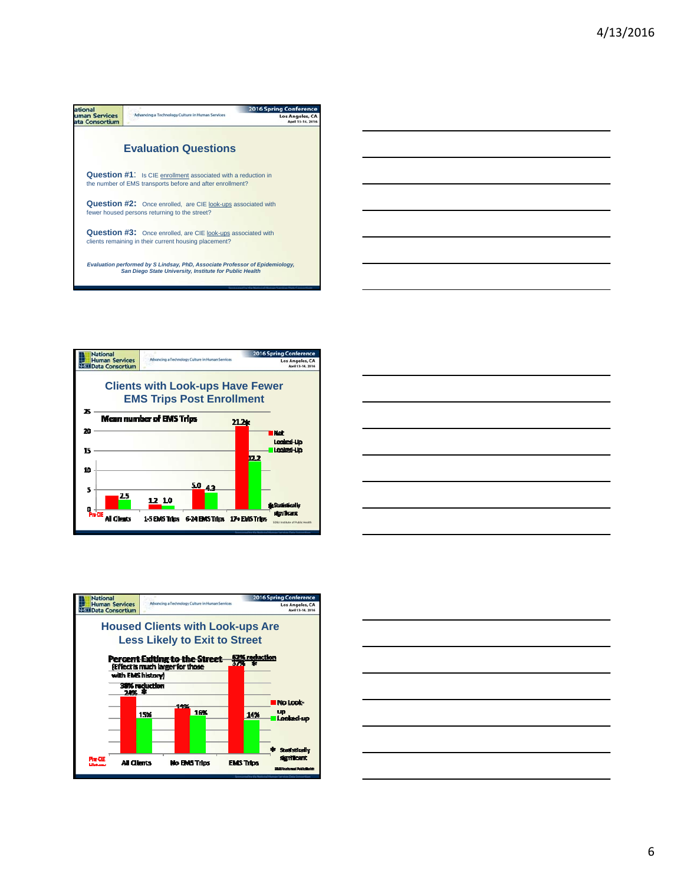## Evaluation Questions

**Question #1**: Is CIE enrollment associated with a reduction in the number of EMS transports before and after enrollment?

**Question #2**: Once enrolled, are CIE look-ups associated with fewer housed persons returning to the street?

**Question #3**: Once enrolled, are CIE look-ups associated with clients remaining in their current housing placement?

*Evaluation performed by S Lindsay, PhD, Associate Professor of Epidemiology, San Diego State University, Institute for Public Health*

## Clients with Look-ups Have Fewer EMS Trips Post Enrollment

Mean number of EMS Trips

| | Not Looked-Up | Looked-Up |
|---|---|---|
| All Clients | | 2.5 |
| 1-5 EMS Trips | 1.2 | 1.0 |
| 6-24 EMS Trips | 5.0 | 4.3 |
| 17+ EMS Trips | 21.2 * | 12.2 |

Pre CIE

\* Statistically significant

SDSU Institute of Public Health

## Housed Clients with Look-ups Are Less Likely to Exit to Street

Percent Exiting to the Street (Effect is much larger for those with EMS history)

| | No Look-up | Looked-up |
|---|---|---|
| All Clients (38% reduction) | 24% * | 15% |
| No EMS Trips | 19% | 16% |
| EMS Trips (62% reduction) | 37% * | 14% |

Pre CIE Lifetime

\* Statistically significant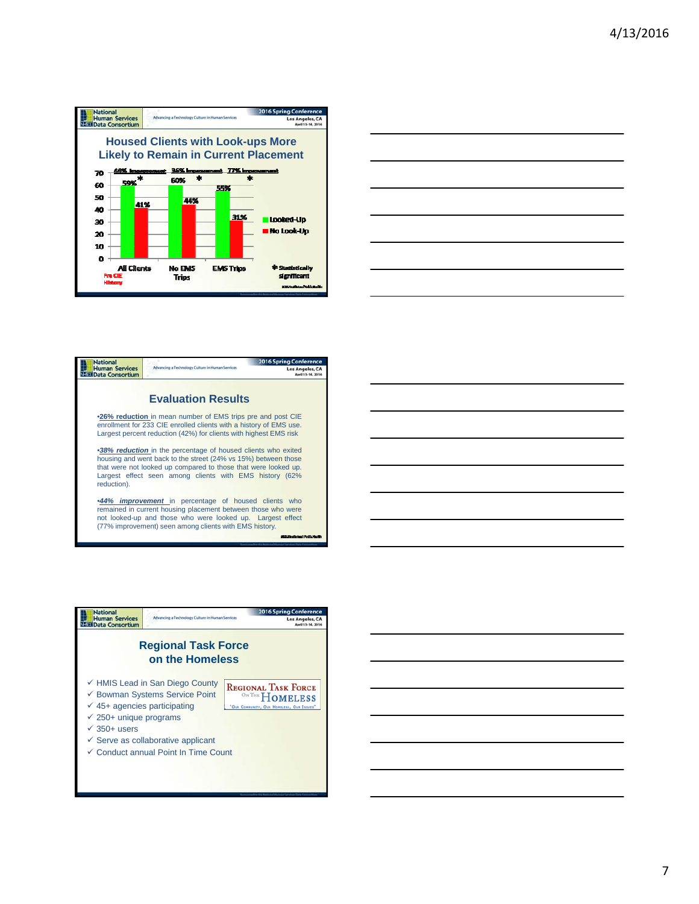## Housed Clients with Look-ups More Likely to Remain in Current Placement

| | Looked-Up | No Look-Up | Improvement |
|---|---|---|---|
| All Clients (Pre CIE History) | 59%* | 41% | 44% Improvement |
| No EMS Trips | 60%* | 44% | 36% Improvement |
| EMS Trips | 55%* | 31% | 77% Improvement |

\* Statistically significant

## Evaluation Results

- **26% reduction** in mean number of EMS trips pre and post CIE enrollment for 233 CIE enrolled clients with a history of EMS use. Largest percent reduction (42%) for clients with highest EMS risk
- ***38% reduction*** in the percentage of housed clients who exited housing and went back to the street (24% vs 15%) between those that were not looked up compared to those that were looked up. Largest effect seen among clients with EMS history (62% reduction).
- ***44% improvement*** in percentage of housed clients who remained in current housing placement between those who were not looked-up and those who were looked up. Largest effect (77% improvement) seen among clients with EMS history.

## Regional Task Force on the Homeless

- ✓ HMIS Lead in San Diego County
- ✓ Bowman Systems Service Point
- ✓ 45+ agencies participating
- ✓ 250+ unique programs
- ✓ 350+ users
- ✓ Serve as collaborative applicant
- ✓ Conduct annual Point In Time Count

Regional Task Force On The Homeless
"Our Community, Our Homeless, Our Issues"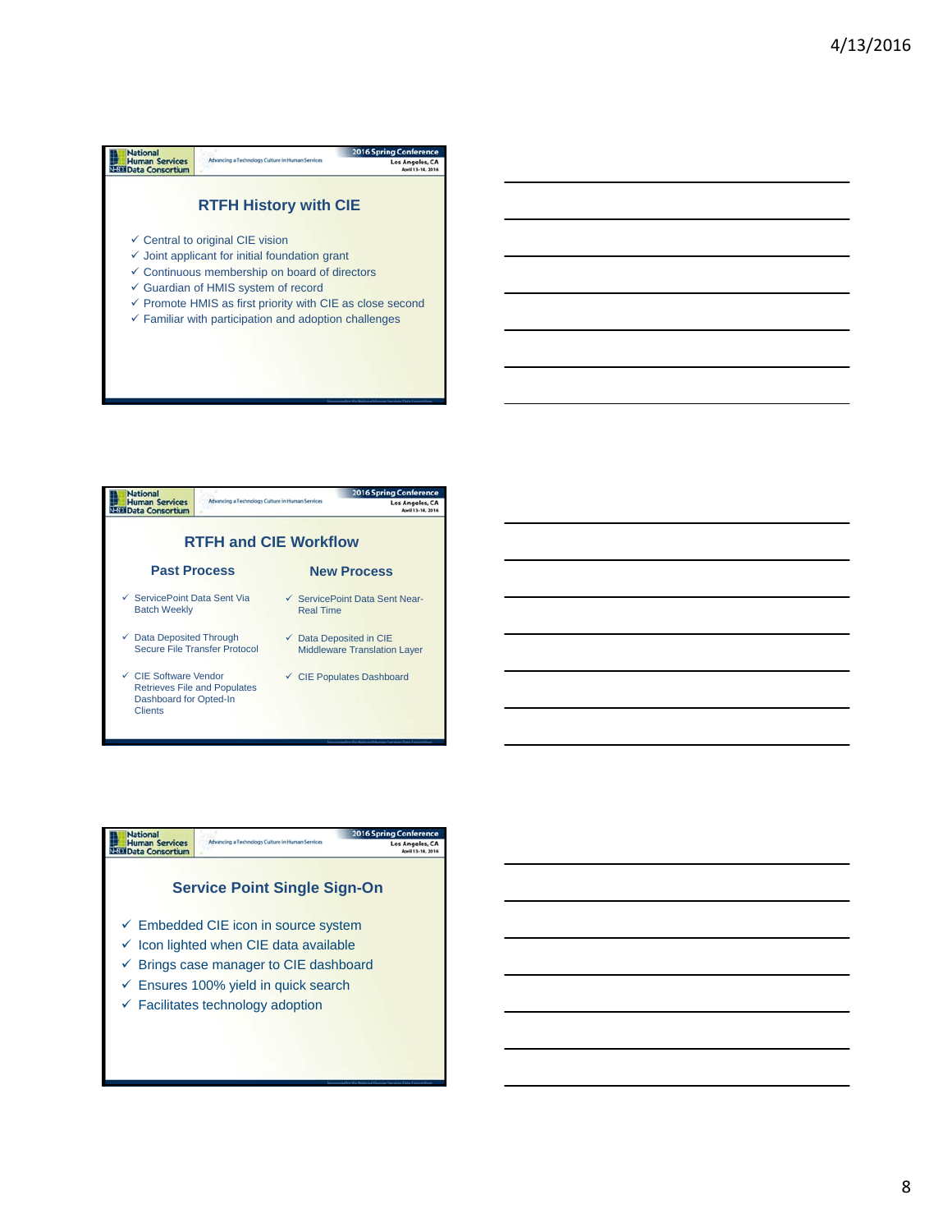## RTFH History with CIE

- ✓ Central to original CIE vision
- ✓ Joint applicant for initial foundation grant
- ✓ Continuous membership on board of directors
- ✓ Guardian of HMIS system of record
- ✓ Promote HMIS as first priority with CIE as close second
- ✓ Familiar with participation and adoption challenges

## RTFH and CIE Workflow

| Past Process | New Process |
|---|---|
| ✓ ServicePoint Data Sent Via Batch Weekly | ✓ ServicePoint Data Sent Near-Real Time |
| ✓ Data Deposited Through Secure File Transfer Protocol | ✓ Data Deposited in CIE Middleware Translation Layer |
| ✓ CIE Software Vendor Retrieves File and Populates Dashboard for Opted-In Clients | ✓ CIE Populates Dashboard |

## Service Point Single Sign-On

- ✓ Embedded CIE icon in source system
- ✓ Icon lighted when CIE data available
- ✓ Brings case manager to CIE dashboard
- ✓ Ensures 100% yield in quick search
- ✓ Facilitates technology adoption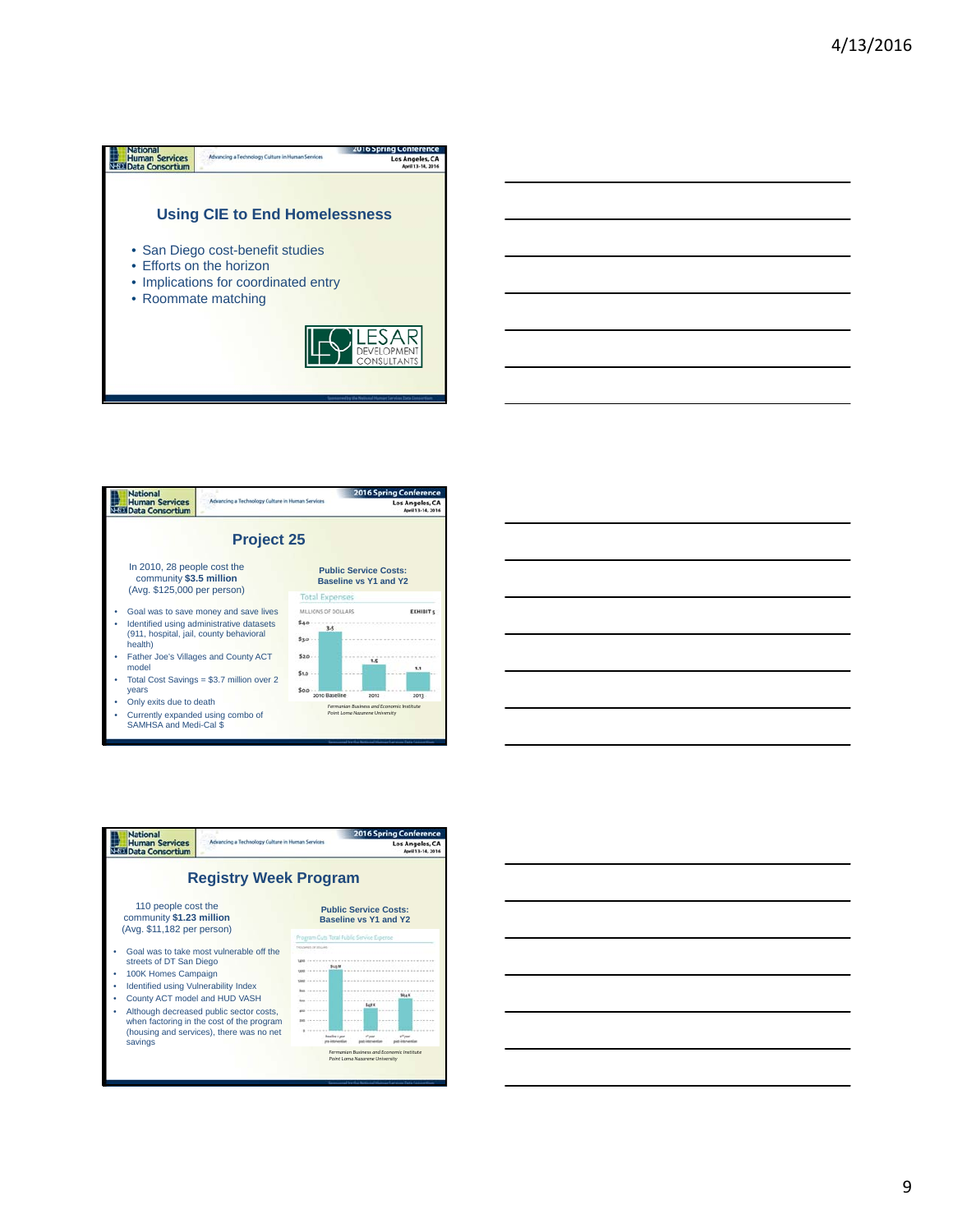## Using CIE to End Homelessness

- San Diego cost-benefit studies
- Efforts on the horizon
- Implications for coordinated entry
- Roommate matching

LESAR DEVELOPMENT CONSULTANTS

## Project 25

In 2010, 28 people cost the community **$3.5 million** (Avg. $125,000 per person)

- Goal was to save money and save lives
- Identified using administrative datasets (911, hospital, jail, county behavioral health)
- Father Joe's Villages and County ACT model
- Total Cost Savings = $3.7 million over 2 years
- Only exits due to death
- Currently expanded using combo of SAMHSA and Medi-Cal $

**Public Service Costs: Baseline vs Y1 and Y2**

Total Expenses

MILLIONS OF DOLLARS — EXHIBIT 5

| | 2010 Baseline | 2012 | 2013 |
|---|---|---|---|
| Total Expenses ($ millions) | 3.5 | 1.5 | 1.1 |

Fermanian Business and Economic Institute
Point Loma Nazarene University

## Registry Week Program

110 people cost the community **$1.23 million** (Avg. $11,182 per person)

- Goal was to take most vulnerable off the streets of DT San Diego
- 100K Homes Campaign
- Identified using Vulnerability Index
- County ACT model and HUD VASH
- Although decreased public sector costs, when factoring in the cost of the program (housing and services), there was no net savings

**Public Service Costs: Baseline vs Y1 and Y2**

Program Cuts Total Public Service Expense

Fermanian Business and Economic Institute
Point Loma Nazarene University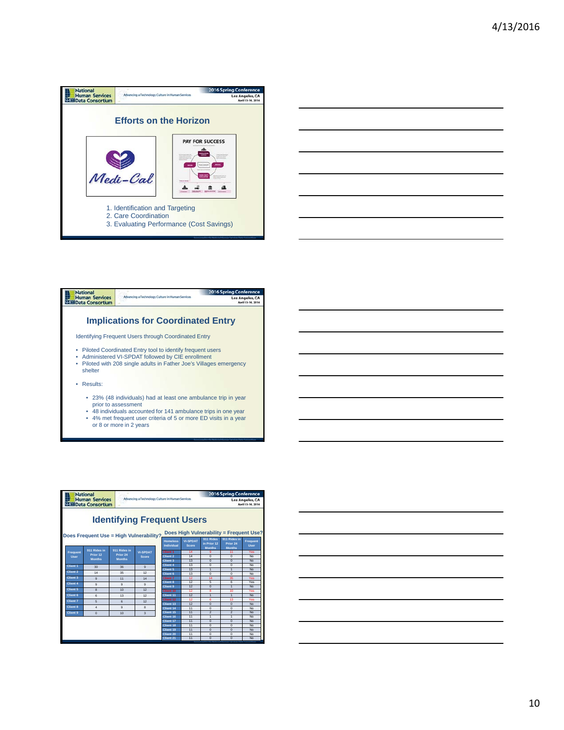## Efforts on the Horizon

Medi-Cal

PAY FOR SUCCESS

1. Identification and Targeting
2. Care Coordination
3. Evaluating Performance (Cost Savings)

## Implications for Coordinated Entry

Identifying Frequent Users through Coordinated Entry

- Piloted Coordinated Entry tool to identify frequent users
- Administered VI-SPDAT followed by CIE enrollment
- Piloted with 208 single adults in Father Joe's Villages emergency shelter
- Results:
  - 23% (48 individuals) had at least one ambulance trip in year prior to assessment
  - 48 individuals accounted for 141 ambulance trips in one year
  - 4% met frequent user criteria of 5 or more ED visits in a year or 8 or more in 2 years

## Identifying Frequent Users

**Does Frequent Use = High Vulnerability?**

| Frequent User | 911 Rides in Prior 12 Months | 911 Rides in Prior 24 Months | VI-SPDAT Score |
|---|---|---|---|
| Client 1 | 30 | 36 | 9 |
| Client 2 | 14 | 35 | 12 |
| Client 3 | 9 | 11 | 14 |
| Client 4 | 9 | 9 | 9 |
| Client 5 | 8 | 10 | 12 |
| Client 6 | 6 | 13 | 12 |
| Client 7 | 5 | 6 | 12 |
| Client 8 | 4 | 9 | 8 |
| Client 9 | 0 | 10 | 3 |

**Does High Vulnerability = Frequent Use?**

| Homeless Individual | VI-SPDAT Score | 911 Rides in Prior 12 Months | 911 Rides in Prior 24 Months | Frequent User |
|---|---|---|---|---|
| Client 1 | 14 | 9 | 11 | Yes |
| Client 2 | 14 | 0 | 0 | No |
| Client 3 | 13 | 0 | 0 | No |
| Client 4 | 13 | 0 | 0 | No |
| Client 5 | 13 | 1 | 1 | No |
| Client 6 | 13 | 0 | 0 | No |
| Client 7 | 12 | 14 | 35 | Yes |
| Client 8 | 12 | 5 | 6 | Yes |
| Client 9 | 12 | 0 | 1 | No |
| Client 10 | 12 | 8 | 10 | Yes |
| Client 11 | 12 | 1 | 1 | No |
| Client 12 | 12 | 6 | 13 | Yes |
| Client 13 | 12 | 0 | 0 | No |
| Client 14 | 11 | 0 | 0 | No |
| Client 15 | 11 | 2 | 2 | No |
| Client 16 | 11 | 1 | 1 | No |
| Client 17 | 11 | 0 | 0 | No |
| Client 18 | 11 | 0 | 0 | No |
| Client 19 | 11 | 0 | 0 | No |
| Client 20 | 11 | 0 | 0 | No |
| Client 21 | 11 | 0 | 0 | No |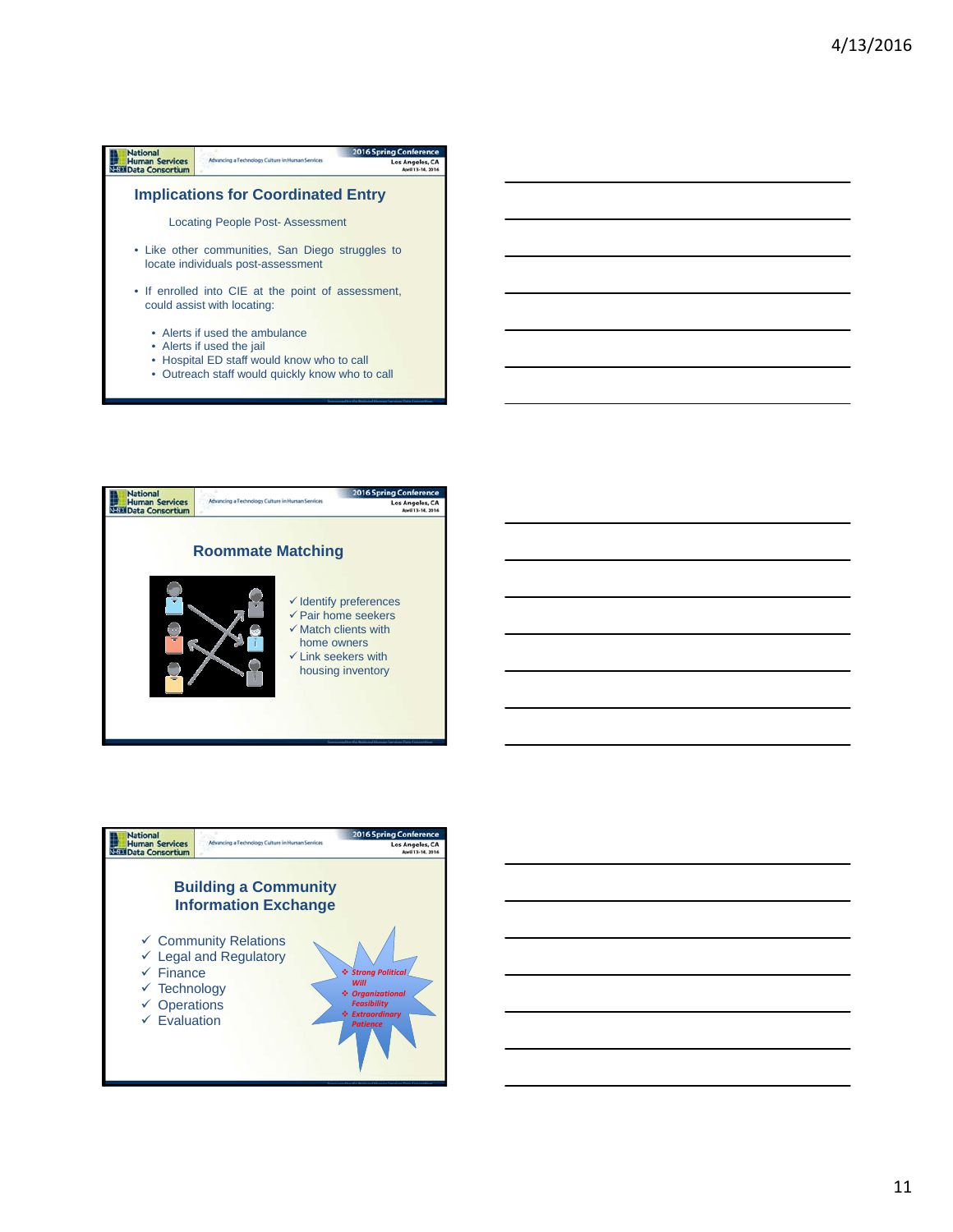## Implications for Coordinated Entry

Locating People Post- Assessment

- Like other communities, San Diego struggles to locate individuals post-assessment
- If enrolled into CIE at the point of assessment, could assist with locating:
  - Alerts if used the ambulance
  - Alerts if used the jail
  - Hospital ED staff would know who to call
  - Outreach staff would quickly know who to call

## Roommate Matching

- ✓ Identify preferences
- ✓ Pair home seekers
- ✓ Match clients with home owners
- ✓ Link seekers with housing inventory

## Building a Community Information Exchange

- ✓ Community Relations
- ✓ Legal and Regulatory
- ✓ Finance
- ✓ Technology
- ✓ Operations
- ✓ Evaluation

- *Strong Political Will*
- *Organizational Feasibility*
- *Extraordinary Patience*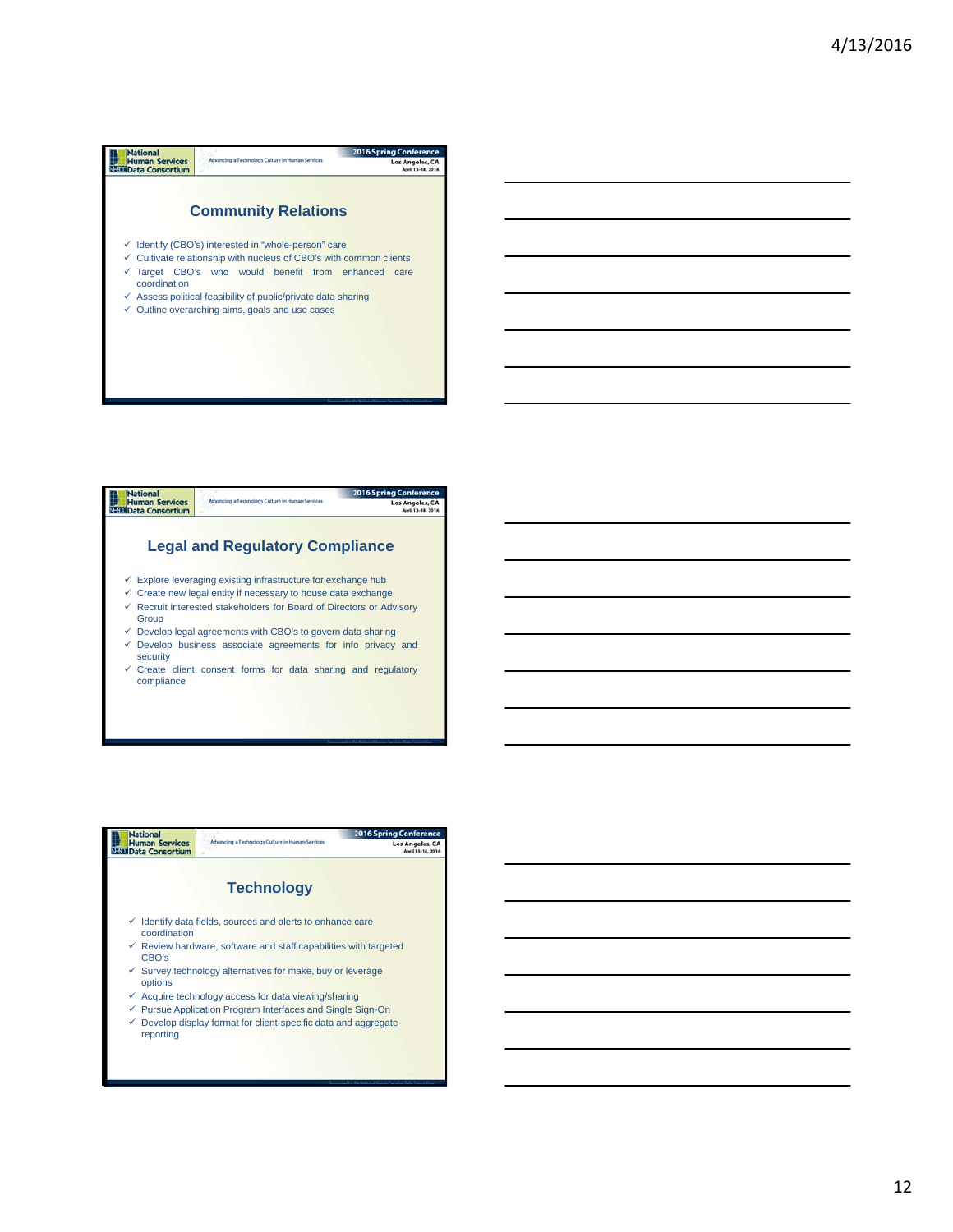## Community Relations

- Identify (CBO's) interested in "whole-person" care
- Cultivate relationship with nucleus of CBO's with common clients
- Target CBO's who would benefit from enhanced care coordination
- Assess political feasibility of public/private data sharing
- Outline overarching aims, goals and use cases

## Legal and Regulatory Compliance

- Explore leveraging existing infrastructure for exchange hub
- Create new legal entity if necessary to house data exchange
- Recruit interested stakeholders for Board of Directors or Advisory Group
- Develop legal agreements with CBO's to govern data sharing
- Develop business associate agreements for info privacy and security
- Create client consent forms for data sharing and regulatory compliance

## Technology

- Identify data fields, sources and alerts to enhance care coordination
- Review hardware, software and staff capabilities with targeted CBO's
- Survey technology alternatives for make, buy or leverage options
- Acquire technology access for data viewing/sharing
- Pursue Application Program Interfaces and Single Sign-On
- Develop display format for client-specific data and aggregate reporting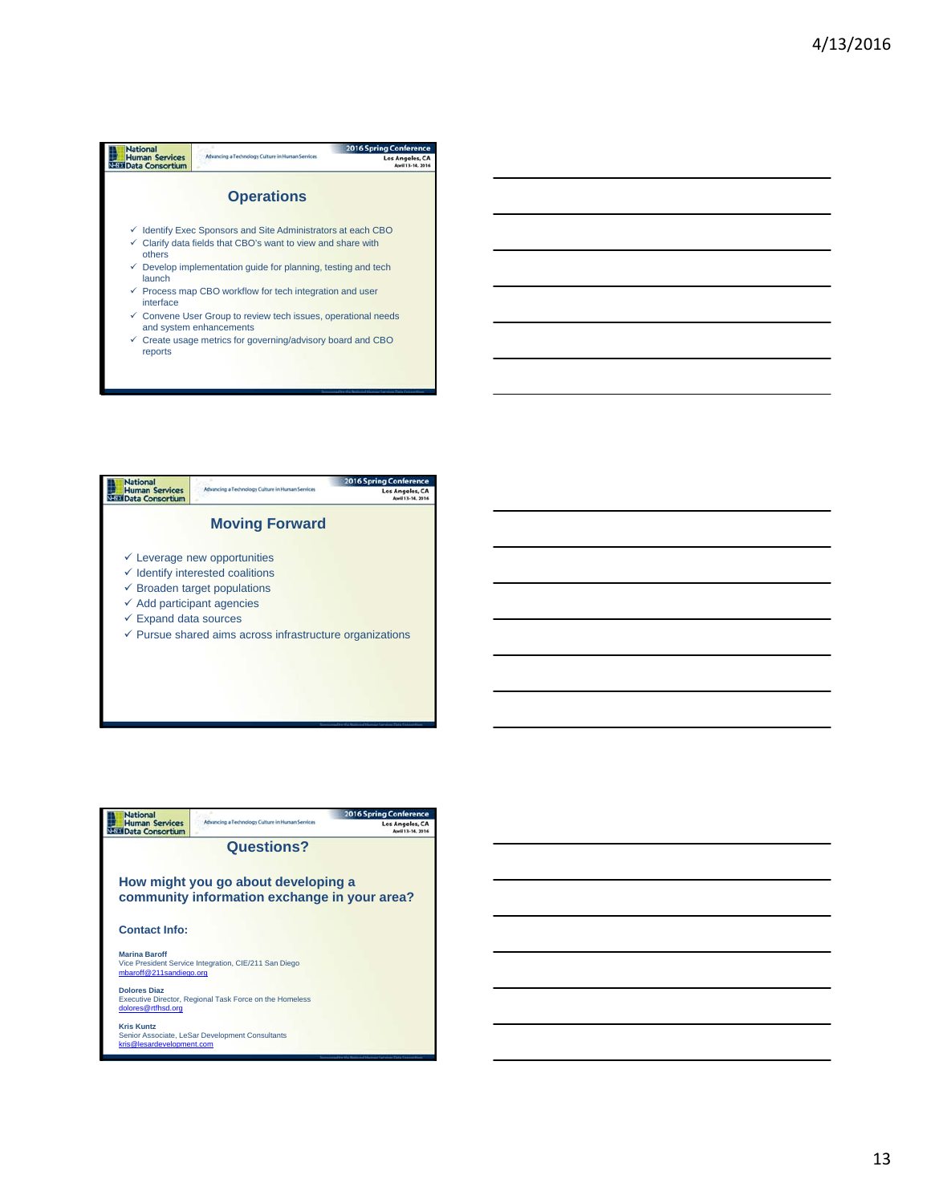## Operations

- ✓ Identify Exec Sponsors and Site Administrators at each CBO
- ✓ Clarify data fields that CBO's want to view and share with others
- ✓ Develop implementation guide for planning, testing and tech launch
- ✓ Process map CBO workflow for tech integration and user interface
- ✓ Convene User Group to review tech issues, operational needs and system enhancements
- ✓ Create usage metrics for governing/advisory board and CBO reports

## Moving Forward

- ✓ Leverage new opportunities
- ✓ Identify interested coalitions
- ✓ Broaden target populations
- ✓ Add participant agencies
- ✓ Expand data sources
- ✓ Pursue shared aims across infrastructure organizations

## Questions?

**How might you go about developing a community information exchange in your area?**

**Contact Info:**

**Marina Baroff**
Vice President Service Integration, CIE/211 San Diego
mbaroff@211sandiego.org

**Dolores Diaz**
Executive Director, Regional Task Force on the Homeless
dolores@rtfhsd.org

**Kris Kuntz**
Senior Associate, LeSar Development Consultants
kris@lesardevelopment.com